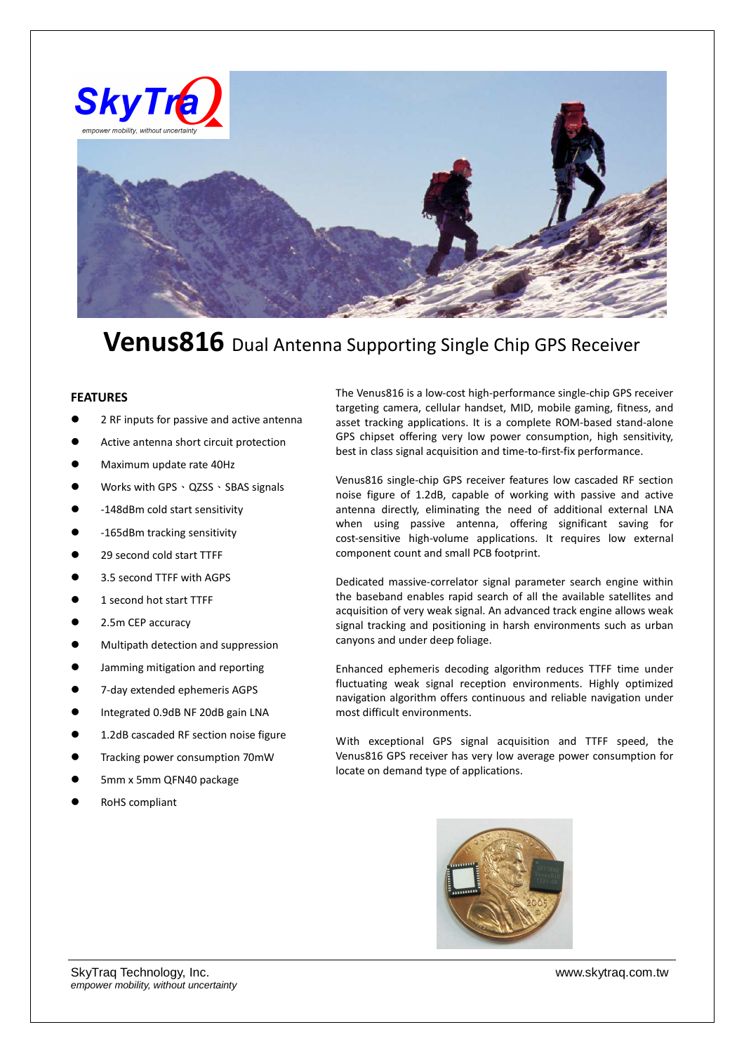# Venus816 Dual Antenna Supporting Single Chip GPS Receiver

## FEATURES

- 2 RF inputs for passive and active antenna
- Active antenna short circuit protection
- Maximum update rate 40Hz
- Works with GPS、QZSS、SBAS signals
- -148dBm cold start sensitivity
- -165dBm tracking sensitivity
- 29 second cold start TTFF
- 3.5 second TTFF with AGPS
- 1 second hot start TTFF
- 2.5m CEP accuracy
- Multipath detection and suppression
- Jamming mitigation and reporting
- 7-day extended ephemeris AGPS
- Integrated 0.9dB NF 20dB gain LNA
- 1.2dB cascaded RF section noise figure
- Tracking power consumption 70mW
- 5mm x 5mm QFN40 package
- RoHS compliant

The Venus816 is a low-cost high-performance single-chip GPS receiver targeting camera, cellular handset, MID, mobile gaming, fitness, and asset tracking applications. It is a complete ROM-based stand-alone GPS chipset offering very low power consumption, high sensitivity, best in class signal acquisition and time-to-first-fix performance.

Venus816 single-chip GPS receiver features low cascaded RF section noise figure of 1.2dB, capable of working with passive and active antenna directly, eliminating the need of additional external LNA when using passive antenna, offering significant saving for cost-sensitive high-volume applications. It requires low external component count and small PCB footprint.

Dedicated massive-correlator signal parameter search engine within the baseband enables rapid search of all the available satellites and acquisition of very weak signal. An advanced track engine allows weak signal tracking and positioning in harsh environments such as urban canyons and under deep foliage.

Enhanced ephemeris decoding algorithm reduces TTFF time under fluctuating weak signal reception environments. Highly optimized navigation algorithm offers continuous and reliable navigation under most difficult environments.

With exceptional GPS signal acquisition and TTFF speed, the Venus816 GPS receiver has very low average power consumption for locate on demand type of applications.

SkyTraq Technology, Inc.
*empower mobility, without uncertainty*

www.skytraq.com.tw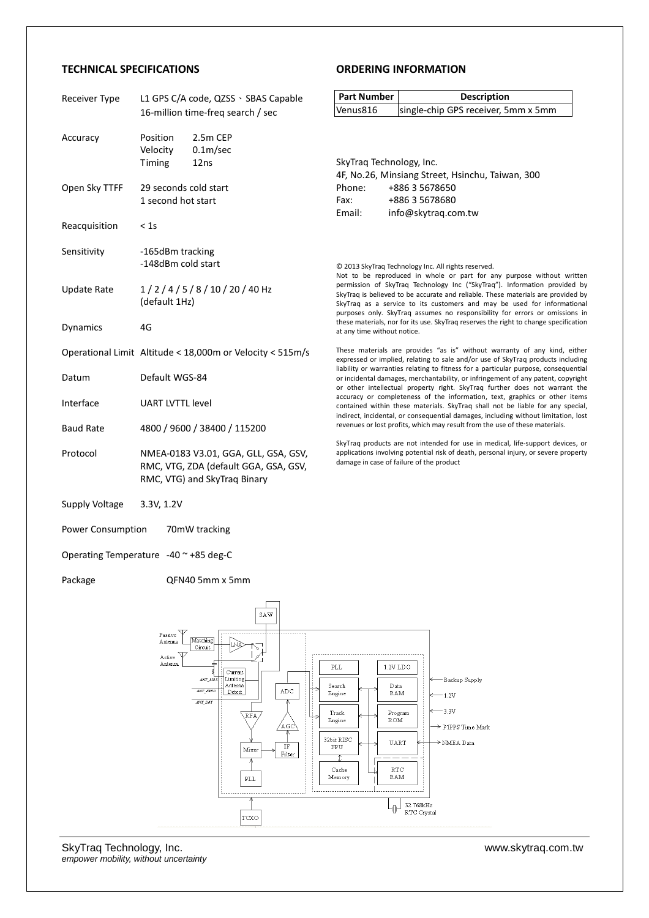## TECHNICAL SPECIFICATIONS

| | |
|---|---|
| Receiver Type | L1 GPS C/A code, QZSS、SBAS Capable<br>16-million time-freq search / sec |
| Accuracy | Position 2.5m CEP<br>Velocity 0.1m/sec<br>Timing 12ns |
| Open Sky TTFF | 29 seconds cold start<br>1 second hot start |
| Reacquisition | < 1s |
| Sensitivity | -165dBm tracking<br>-148dBm cold start |
| Update Rate | 1 / 2 / 4 / 5 / 8 / 10 / 20 / 40 Hz<br>(default 1Hz) |
| Dynamics | 4G |
| Operational Limit | Altitude < 18,000m or Velocity < 515m/s |
| Datum | Default WGS-84 |
| Interface | UART LVTTL level |
| Baud Rate | 4800 / 9600 / 38400 / 115200 |
| Protocol | NMEA-0183 V3.01, GGA, GLL, GSA, GSV, RMC, VTG, ZDA (default GGA, GSA, GSV, RMC, VTG) and SkyTraq Binary |
| Supply Voltage | 3.3V, 1.2V |
| Power Consumption | 70mW tracking |
| Operating Temperature | -40 ~ +85 deg-C |
| Package | QFN40 5mm x 5mm |

SAW

Passive Antenna

Matching Circuit

LNA

Active Antenna

ANT_BIAS

ANT_FEED

ANT_DET

Current Limiting Antenna Detect

ADC

RFA

AGC

Mixer

IF Filter

PLL

TCXO

PLL

1.2V LDO

Search Engine

Data RAM

Track Engine

Program ROM

32bit RISC FPU

UART

Cache Memory

RTC RAM

Backup Supply

1.2V

3.3V

P1PPS Time Mark

NMEA Data

32.768kHz RTC Crystal

## ORDERING INFORMATION

| Part Number | Description |
|---|---|
| Venus816 | single-chip GPS receiver, 5mm x 5mm |

SkyTraq Technology, Inc.
4F, No.26, Minsiang Street, Hsinchu, Taiwan, 300
Phone: +886 3 5678650
Fax: +886 3 5678680
Email: info@skytraq.com.tw

© 2013 SkyTraq Technology Inc. All rights reserved.
Not to be reproduced in whole or part for any purpose without written permission of SkyTraq Technology Inc ("SkyTraq"). Information provided by SkyTraq is believed to be accurate and reliable. These materials are provided by SkyTraq as a service to its customers and may be used for informational purposes only. SkyTraq assumes no responsibility for errors or omissions in these materials, nor for its use. SkyTraq reserves the right to change specification at any time without notice.

These materials are provides "as is" without warranty of any kind, either expressed or implied, relating to sale and/or use of SkyTraq products including liability or warranties relating to fitness for a particular purpose, consequential or incidental damages, merchantability, or infringement of any patent, copyright or other intellectual property right. SkyTraq further does not warrant the accuracy or completeness of the information, text, graphics or other items contained within these materials. SkyTraq shall not be liable for any special, indirect, incidental, or consequential damages, including without limitation, lost revenues or lost profits, which may result from the use of these materials.

SkyTraq products are not intended for use in medical, life-support devices, or applications involving potential risk of death, personal injury, or severe property damage in case of failure of the product